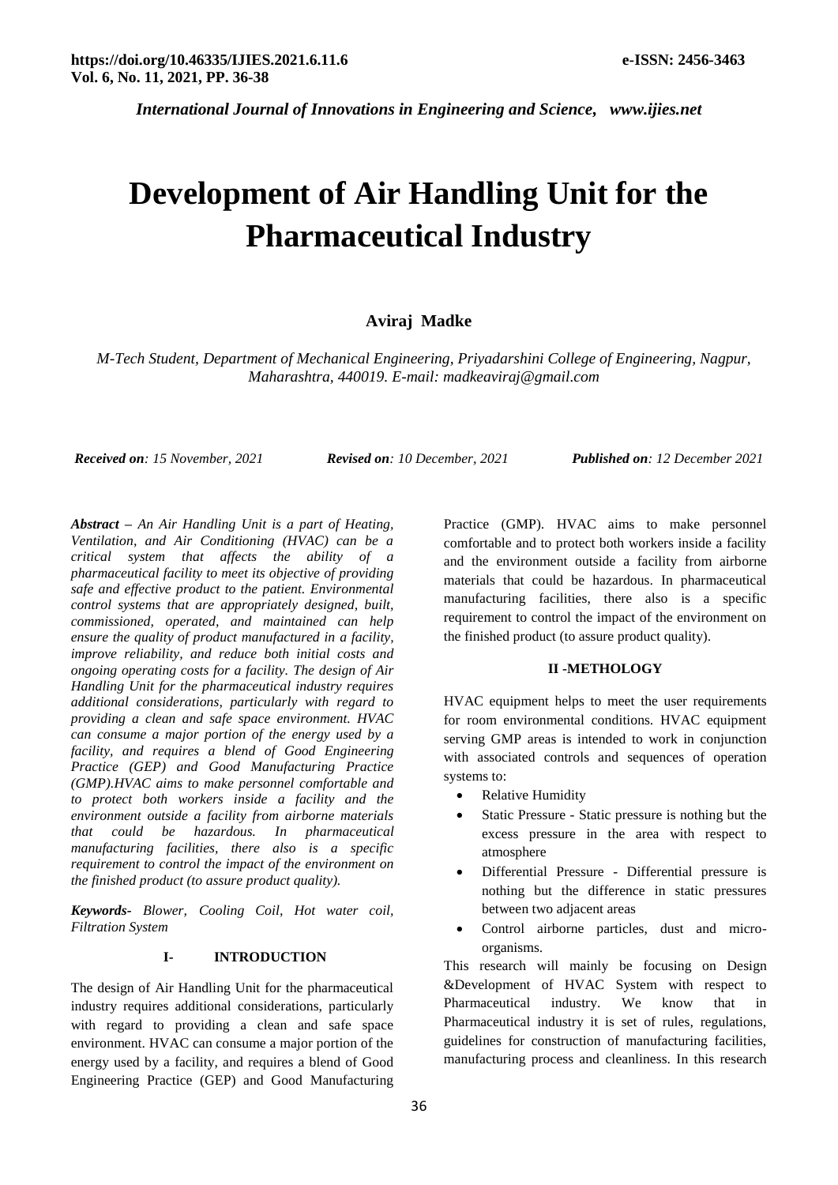# Development of Air Handling Unit for the Pharmaceutical Industry

**Aviraj Madke**

*M-Tech Student, Department of Mechanical Engineering, Priyadarshini College of Engineering, Nagpur, Maharashtra, 440019. E-mail: madkeaviraj@gmail.com*

***Received on**: 15 November, 2021* ***Revised on**: 10 December, 2021* ***Published on**: 12 December 2021*

***Abstract** – An Air Handling Unit is a part of Heating, Ventilation, and Air Conditioning (HVAC) can be a critical system that affects the ability of a pharmaceutical facility to meet its objective of providing safe and effective product to the patient. Environmental control systems that are appropriately designed, built, commissioned, operated, and maintained can help ensure the quality of product manufactured in a facility, improve reliability, and reduce both initial costs and ongoing operating costs for a facility. The design of Air Handling Unit for the pharmaceutical industry requires additional considerations, particularly with regard to providing a clean and safe space environment. HVAC can consume a major portion of the energy used by a facility, and requires a blend of Good Engineering Practice (GEP) and Good Manufacturing Practice (GMP).HVAC aims to make personnel comfortable and to protect both workers inside a facility and the environment outside a facility from airborne materials that could be hazardous. In pharmaceutical manufacturing facilities, there also is a specific requirement to control the impact of the environment on the finished product (to assure product quality).*

***Keywords**- Blower, Cooling Coil, Hot water coil, Filtration System*

## I- INTRODUCTION

The design of Air Handling Unit for the pharmaceutical industry requires additional considerations, particularly with regard to providing a clean and safe space environment. HVAC can consume a major portion of the energy used by a facility, and requires a blend of Good Engineering Practice (GEP) and Good Manufacturing Practice (GMP). HVAC aims to make personnel comfortable and to protect both workers inside a facility and the environment outside a facility from airborne materials that could be hazardous. In pharmaceutical manufacturing facilities, there also is a specific requirement to control the impact of the environment on the finished product (to assure product quality).

## II -METHOLOGY

HVAC equipment helps to meet the user requirements for room environmental conditions. HVAC equipment serving GMP areas is intended to work in conjunction with associated controls and sequences of operation systems to:

- Relative Humidity
- Static Pressure - Static pressure is nothing but the excess pressure in the area with respect to atmosphere
- Differential Pressure - Differential pressure is nothing but the difference in static pressures between two adjacent areas
- Control airborne particles, dust and micro-organisms.

This research will mainly be focusing on Design &Development of HVAC System with respect to Pharmaceutical industry. We know that in Pharmaceutical industry it is set of rules, regulations, guidelines for construction of manufacturing facilities, manufacturing process and cleanliness. In this research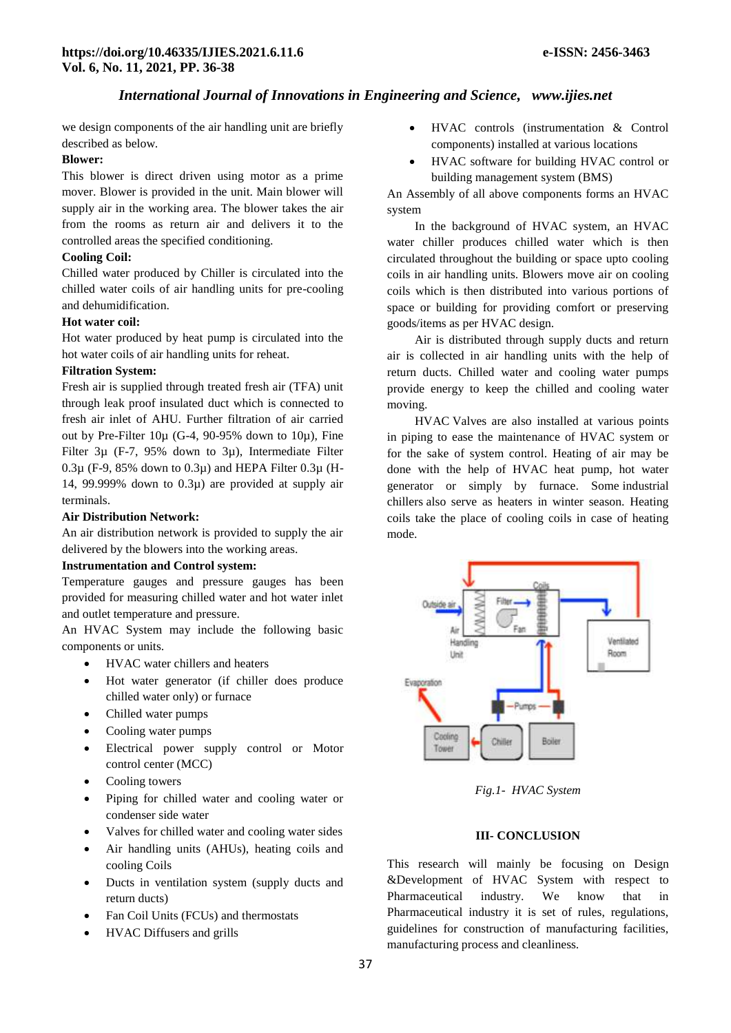we design components of the air handling unit are briefly described as below.

**Blower:**

This blower is direct driven using motor as a prime mover. Blower is provided in the unit. Main blower will supply air in the working area. The blower takes the air from the rooms as return air and delivers it to the controlled areas the specified conditioning.

**Cooling Coil:**

Chilled water produced by Chiller is circulated into the chilled water coils of air handling units for pre-cooling and dehumidification.

**Hot water coil:**

Hot water produced by heat pump is circulated into the hot water coils of air handling units for reheat.

**Filtration System:**

Fresh air is supplied through treated fresh air (TFA) unit through leak proof insulated duct which is connected to fresh air inlet of AHU. Further filtration of air carried out by Pre-Filter 10µ (G-4, 90-95% down to 10µ), Fine Filter 3µ (F-7, 95% down to 3µ), Intermediate Filter 0.3µ (F-9, 85% down to 0.3µ) and HEPA Filter 0.3µ (H-14, 99.999% down to 0.3µ) are provided at supply air terminals.

**Air Distribution Network:**

An air distribution network is provided to supply the air delivered by the blowers into the working areas.

**Instrumentation and Control system:**

Temperature gauges and pressure gauges has been provided for measuring chilled water and hot water inlet and outlet temperature and pressure.

An HVAC System may include the following basic components or units.

- HVAC water chillers and heaters
- Hot water generator (if chiller does produce chilled water only) or furnace
- Chilled water pumps
- Cooling water pumps
- Electrical power supply control or Motor control center (MCC)
- Cooling towers
- Piping for chilled water and cooling water or condenser side water
- Valves for chilled water and cooling water sides
- Air handling units (AHUs), heating coils and cooling Coils
- Ducts in ventilation system (supply ducts and return ducts)
- Fan Coil Units (FCUs) and thermostats
- HVAC Diffusers and grills
- HVAC controls (instrumentation & Control components) installed at various locations
- HVAC software for building HVAC control or building management system (BMS)

An Assembly of all above components forms an HVAC system

In the background of HVAC system, an HVAC water chiller produces chilled water which is then circulated throughout the building or space upto cooling coils in air handling units. Blowers move air on cooling coils which is then distributed into various portions of space or building for providing comfort or preserving goods/items as per HVAC design.

Air is distributed through supply ducts and return air is collected in air handling units with the help of return ducts. Chilled water and cooling water pumps provide energy to keep the chilled and cooling water moving.

HVAC Valves are also installed at various points in piping to ease the maintenance of HVAC system or for the sake of system control. Heating of air may be done with the help of HVAC heat pump, hot water generator or simply by furnace. Some industrial chillers also serve as heaters in winter season. Heating coils take the place of cooling coils in case of heating mode.

*Fig.1- HVAC System*

## III- CONCLUSION

This research will mainly be focusing on Design &Development of HVAC System with respect to Pharmaceutical industry. We know that in Pharmaceutical industry it is set of rules, regulations, guidelines for construction of manufacturing facilities, manufacturing process and cleanliness.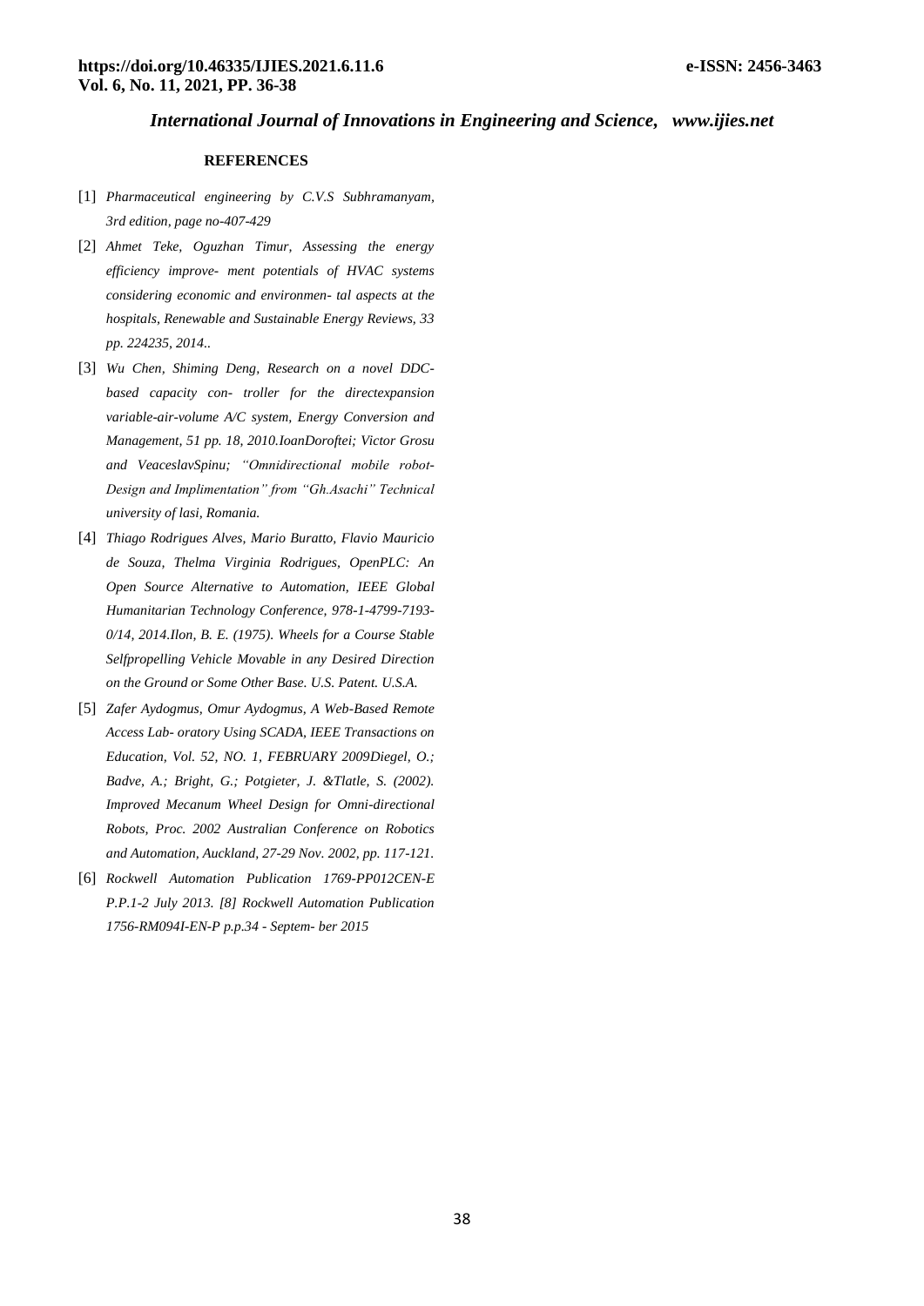#### REFERENCES

[1] *Pharmaceutical engineering by C.V.S Subhramanyam, 3rd edition, page no-407-429*

[2] *Ahmet Teke, Oguzhan Timur, Assessing the energy efficiency improve- ment potentials of HVAC systems considering economic and environmen- tal aspects at the hospitals, Renewable and Sustainable Energy Reviews, 33 pp. 224235, 2014..*

[3] *Wu Chen, Shiming Deng, Research on a novel DDC-based capacity con- troller for the directexpansion variable-air-volume A/C system, Energy Conversion and Management, 51 pp. 18, 2010.IoanDoroftei; Victor Grosu and VeaceslavSpinu; "Omnidirectional mobile robot-Design and Implimentation" from "Gh.Asachi" Technical university of lasi, Romania.*

[4] *Thiago Rodrigues Alves, Mario Buratto, Flavio Mauricio de Souza, Thelma Virginia Rodrigues, OpenPLC: An Open Source Alternative to Automation, IEEE Global Humanitarian Technology Conference, 978-1-4799-7193-0/14, 2014.Ilon, B. E. (1975). Wheels for a Course Stable Selfpropelling Vehicle Movable in any Desired Direction on the Ground or Some Other Base. U.S. Patent. U.S.A.*

[5] *Zafer Aydogmus, Omur Aydogmus, A Web-Based Remote Access Lab- oratory Using SCADA, IEEE Transactions on Education, Vol. 52, NO. 1, FEBRUARY 2009Diegel, O.; Badve, A.; Bright, G.; Potgieter, J. &Tlatle, S. (2002). Improved Mecanum Wheel Design for Omni-directional Robots, Proc. 2002 Australian Conference on Robotics and Automation, Auckland, 27-29 Nov. 2002, pp. 117-121.*

[6] *Rockwell Automation Publication 1769-PP012CEN-E P.P.1-2 July 2013. [8] Rockwell Automation Publication 1756-RM094I-EN-P p.p.34 - Septem- ber 2015*